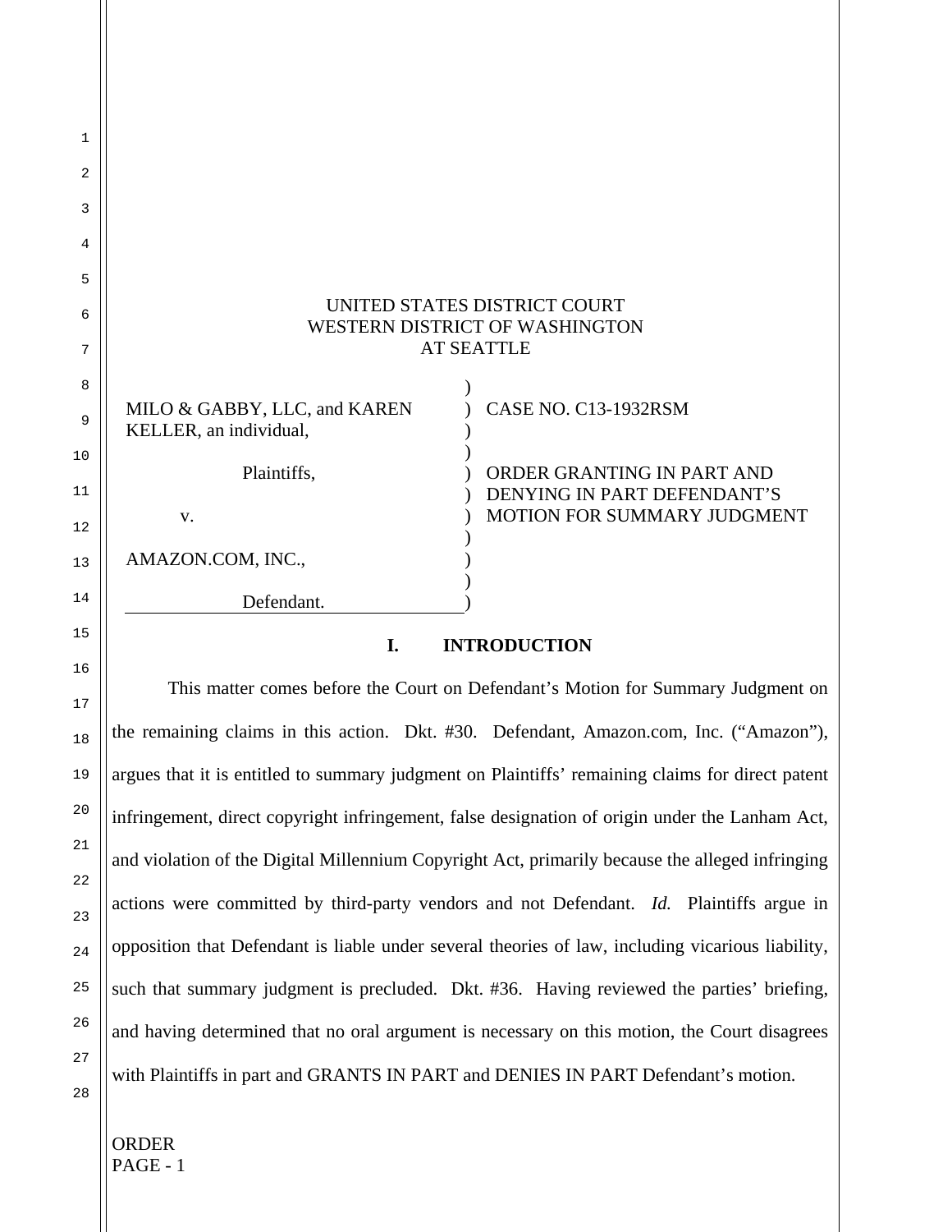UNITED STATES DISTRICT COURT
WESTERN DISTRICT OF WASHINGTON
AT SEATTLE

| | | |
|---|---|---|
| MILO & GABBY, LLC, and KAREN KELLER, an individual, | ) | CASE NO. C13-1932RSM |
| Plaintiffs, | ) | ORDER GRANTING IN PART AND DENYING IN PART DEFENDANT'S MOTION FOR SUMMARY JUDGMENT |
| v. | ) | |
| AMAZON.COM, INC., | ) | |
| Defendant. | ) | |

## I. INTRODUCTION

This matter comes before the Court on Defendant's Motion for Summary Judgment on the remaining claims in this action. Dkt. #30. Defendant, Amazon.com, Inc. ("Amazon"), argues that it is entitled to summary judgment on Plaintiffs' remaining claims for direct patent infringement, direct copyright infringement, false designation of origin under the Lanham Act, and violation of the Digital Millennium Copyright Act, primarily because the alleged infringing actions were committed by third-party vendors and not Defendant. *Id.* Plaintiffs argue in opposition that Defendant is liable under several theories of law, including vicarious liability, such that summary judgment is precluded. Dkt. #36. Having reviewed the parties' briefing, and having determined that no oral argument is necessary on this motion, the Court disagrees with Plaintiffs in part and GRANTS IN PART and DENIES IN PART Defendant's motion.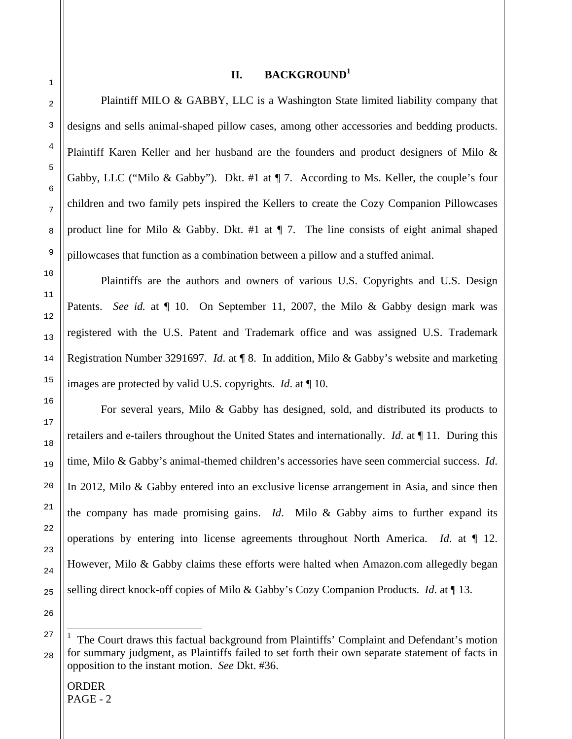## II. BACKGROUND[1]

Plaintiff MILO & GABBY, LLC is a Washington State limited liability company that designs and sells animal-shaped pillow cases, among other accessories and bedding products. Plaintiff Karen Keller and her husband are the founders and product designers of Milo & Gabby, LLC ("Milo & Gabby"). Dkt. #1 at ¶ 7. According to Ms. Keller, the couple's four children and two family pets inspired the Kellers to create the Cozy Companion Pillowcases product line for Milo & Gabby. Dkt. #1 at ¶ 7. The line consists of eight animal shaped pillowcases that function as a combination between a pillow and a stuffed animal.

Plaintiffs are the authors and owners of various U.S. Copyrights and U.S. Design Patents. *See id.* at ¶ 10. On September 11, 2007, the Milo & Gabby design mark was registered with the U.S. Patent and Trademark office and was assigned U.S. Trademark Registration Number 3291697. *Id*. at ¶ 8. In addition, Milo & Gabby's website and marketing images are protected by valid U.S. copyrights. *Id*. at ¶ 10.

For several years, Milo & Gabby has designed, sold, and distributed its products to retailers and e-tailers throughout the United States and internationally. *Id*. at ¶ 11. During this time, Milo & Gabby's animal-themed children's accessories have seen commercial success. *Id*. In 2012, Milo & Gabby entered into an exclusive license arrangement in Asia, and since then the company has made promising gains. *Id*. Milo & Gabby aims to further expand its operations by entering into license agreements throughout North America. *Id*. at ¶ 12. However, Milo & Gabby claims these efforts were halted when Amazon.com allegedly began selling direct knock-off copies of Milo & Gabby's Cozy Companion Products. *Id*. at ¶ 13.

---

[1] The Court draws this factual background from Plaintiffs' Complaint and Defendant's motion for summary judgment, as Plaintiffs failed to set forth their own separate statement of facts in opposition to the instant motion. *See* Dkt. #36.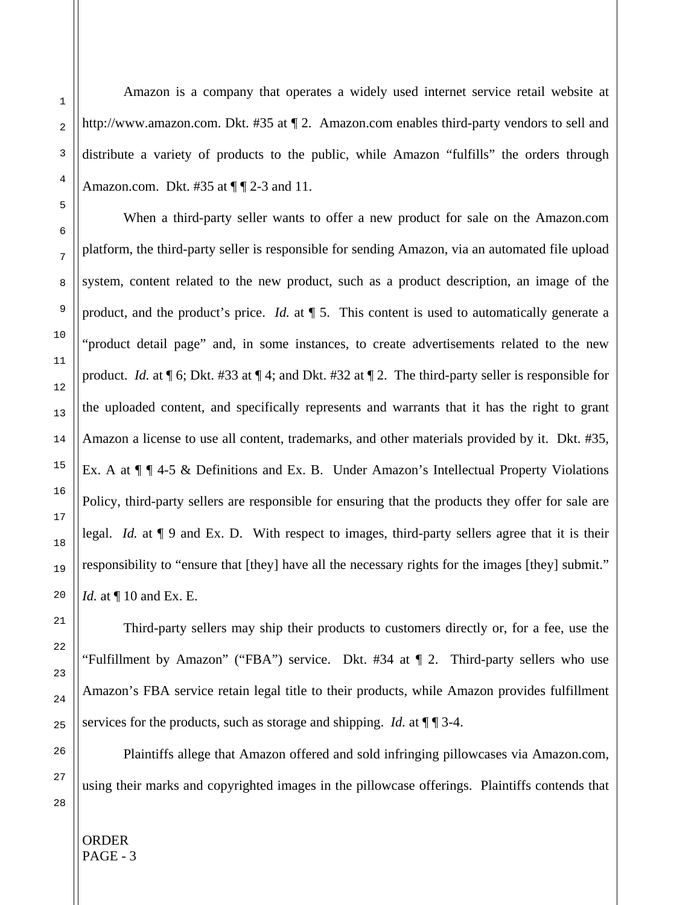Amazon is a company that operates a widely used internet service retail website at http://www.amazon.com. Dkt. #35 at ¶ 2. Amazon.com enables third-party vendors to sell and distribute a variety of products to the public, while Amazon "fulfills" the orders through Amazon.com. Dkt. #35 at ¶ ¶ 2-3 and 11.

When a third-party seller wants to offer a new product for sale on the Amazon.com platform, the third-party seller is responsible for sending Amazon, via an automated file upload system, content related to the new product, such as a product description, an image of the product, and the product's price. *Id.* at ¶ 5. This content is used to automatically generate a "product detail page" and, in some instances, to create advertisements related to the new product. *Id.* at ¶ 6; Dkt. #33 at ¶ 4; and Dkt. #32 at ¶ 2. The third-party seller is responsible for the uploaded content, and specifically represents and warrants that it has the right to grant Amazon a license to use all content, trademarks, and other materials provided by it. Dkt. #35, Ex. A at ¶ ¶ 4-5 & Definitions and Ex. B. Under Amazon's Intellectual Property Violations Policy, third-party sellers are responsible for ensuring that the products they offer for sale are legal. *Id.* at ¶ 9 and Ex. D. With respect to images, third-party sellers agree that it is their responsibility to "ensure that [they] have all the necessary rights for the images [they] submit." *Id.* at ¶ 10 and Ex. E.

Third-party sellers may ship their products to customers directly or, for a fee, use the "Fulfillment by Amazon" ("FBA") service. Dkt. #34 at ¶ 2. Third-party sellers who use Amazon's FBA service retain legal title to their products, while Amazon provides fulfillment services for the products, such as storage and shipping. *Id.* at ¶ ¶ 3-4.

Plaintiffs allege that Amazon offered and sold infringing pillowcases via Amazon.com, using their marks and copyrighted images in the pillowcase offerings. Plaintiffs contends that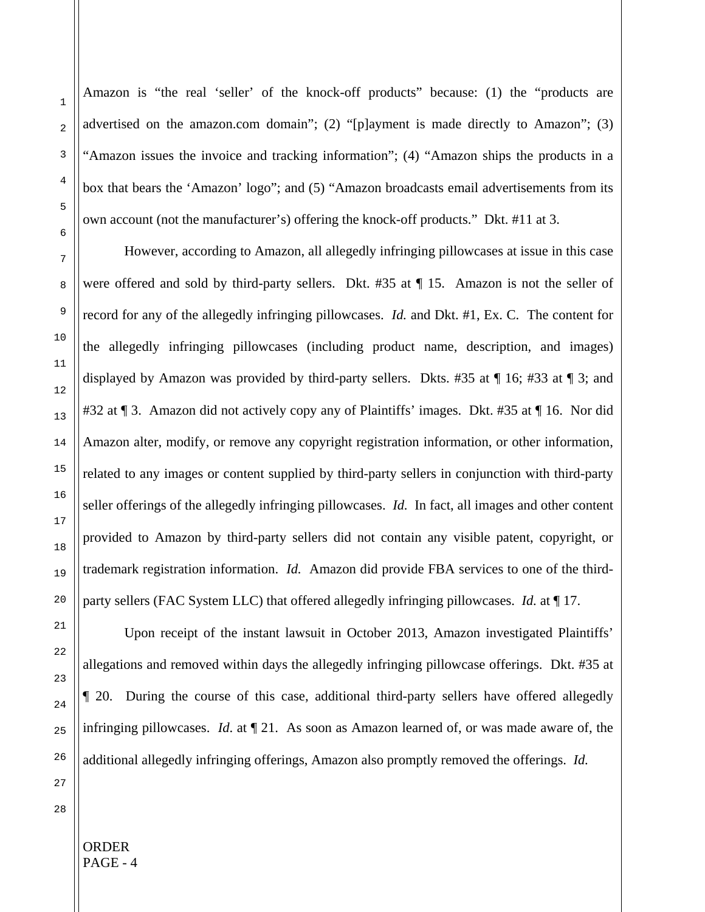Amazon is "the real 'seller' of the knock-off products" because: (1) the "products are advertised on the amazon.com domain"; (2) "[p]ayment is made directly to Amazon"; (3) "Amazon issues the invoice and tracking information"; (4) "Amazon ships the products in a box that bears the 'Amazon' logo"; and (5) "Amazon broadcasts email advertisements from its own account (not the manufacturer's) offering the knock-off products." Dkt. #11 at 3.

However, according to Amazon, all allegedly infringing pillowcases at issue in this case were offered and sold by third-party sellers. Dkt. #35 at ¶ 15. Amazon is not the seller of record for any of the allegedly infringing pillowcases. *Id.* and Dkt. #1, Ex. C. The content for the allegedly infringing pillowcases (including product name, description, and images) displayed by Amazon was provided by third-party sellers. Dkts. #35 at ¶ 16; #33 at ¶ 3; and #32 at ¶ 3. Amazon did not actively copy any of Plaintiffs' images. Dkt. #35 at ¶ 16. Nor did Amazon alter, modify, or remove any copyright registration information, or other information, related to any images or content supplied by third-party sellers in conjunction with third-party seller offerings of the allegedly infringing pillowcases. *Id.* In fact, all images and other content provided to Amazon by third-party sellers did not contain any visible patent, copyright, or trademark registration information. *Id.* Amazon did provide FBA services to one of the third-party sellers (FAC System LLC) that offered allegedly infringing pillowcases. *Id.* at ¶ 17.

Upon receipt of the instant lawsuit in October 2013, Amazon investigated Plaintiffs' allegations and removed within days the allegedly infringing pillowcase offerings. Dkt. #35 at ¶ 20. During the course of this case, additional third-party sellers have offered allegedly infringing pillowcases. *Id.* at ¶ 21. As soon as Amazon learned of, or was made aware of, the additional allegedly infringing offerings, Amazon also promptly removed the offerings. *Id.*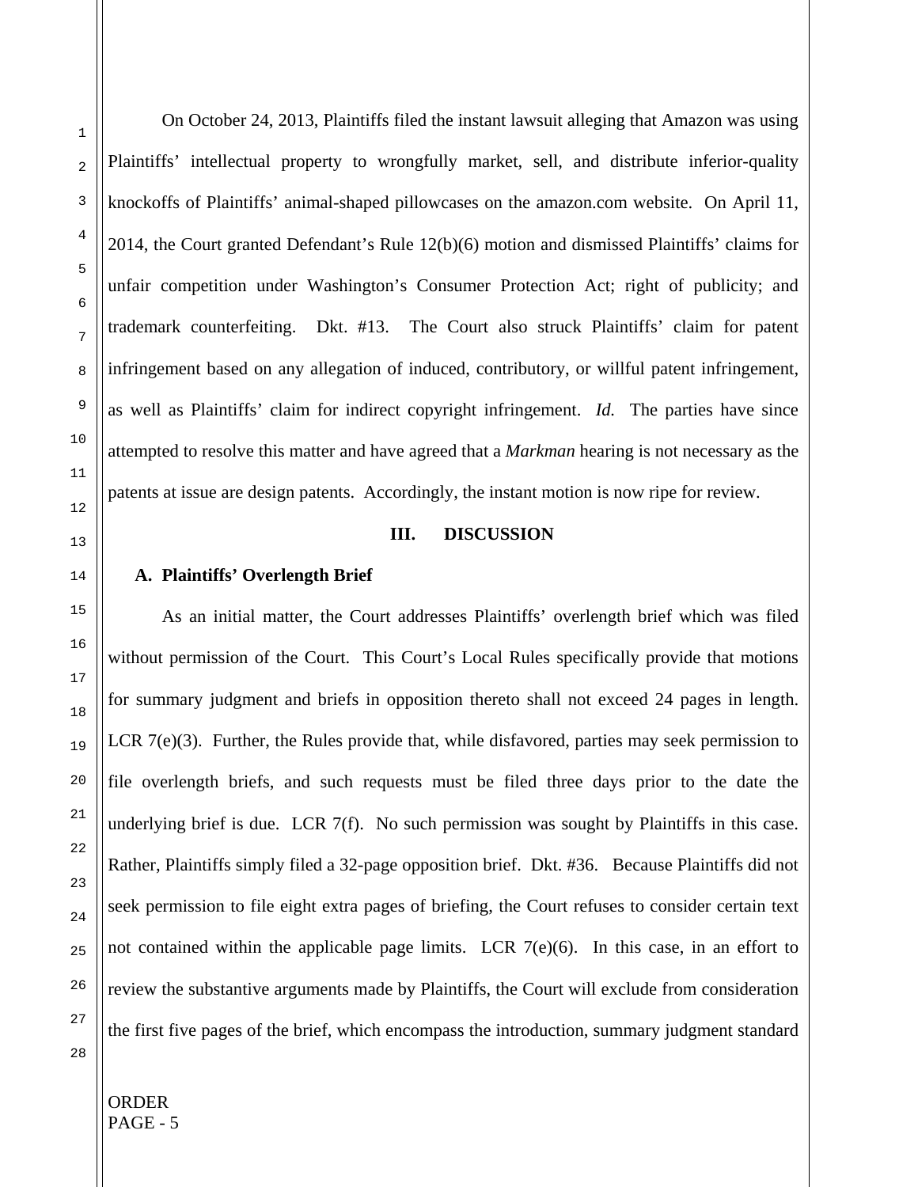On October 24, 2013, Plaintiffs filed the instant lawsuit alleging that Amazon was using Plaintiffs' intellectual property to wrongfully market, sell, and distribute inferior-quality knockoffs of Plaintiffs' animal-shaped pillowcases on the amazon.com website. On April 11, 2014, the Court granted Defendant's Rule 12(b)(6) motion and dismissed Plaintiffs' claims for unfair competition under Washington's Consumer Protection Act; right of publicity; and trademark counterfeiting. Dkt. #13. The Court also struck Plaintiffs' claim for patent infringement based on any allegation of induced, contributory, or willful patent infringement, as well as Plaintiffs' claim for indirect copyright infringement. *Id.* The parties have since attempted to resolve this matter and have agreed that a *Markman* hearing is not necessary as the patents at issue are design patents. Accordingly, the instant motion is now ripe for review.

## III. DISCUSSION

### A. Plaintiffs' Overlength Brief

As an initial matter, the Court addresses Plaintiffs' overlength brief which was filed without permission of the Court. This Court's Local Rules specifically provide that motions for summary judgment and briefs in opposition thereto shall not exceed 24 pages in length. LCR 7(e)(3). Further, the Rules provide that, while disfavored, parties may seek permission to file overlength briefs, and such requests must be filed three days prior to the date the underlying brief is due. LCR 7(f). No such permission was sought by Plaintiffs in this case. Rather, Plaintiffs simply filed a 32-page opposition brief. Dkt. #36. Because Plaintiffs did not seek permission to file eight extra pages of briefing, the Court refuses to consider certain text not contained within the applicable page limits. LCR 7(e)(6). In this case, in an effort to review the substantive arguments made by Plaintiffs, the Court will exclude from consideration the first five pages of the brief, which encompass the introduction, summary judgment standard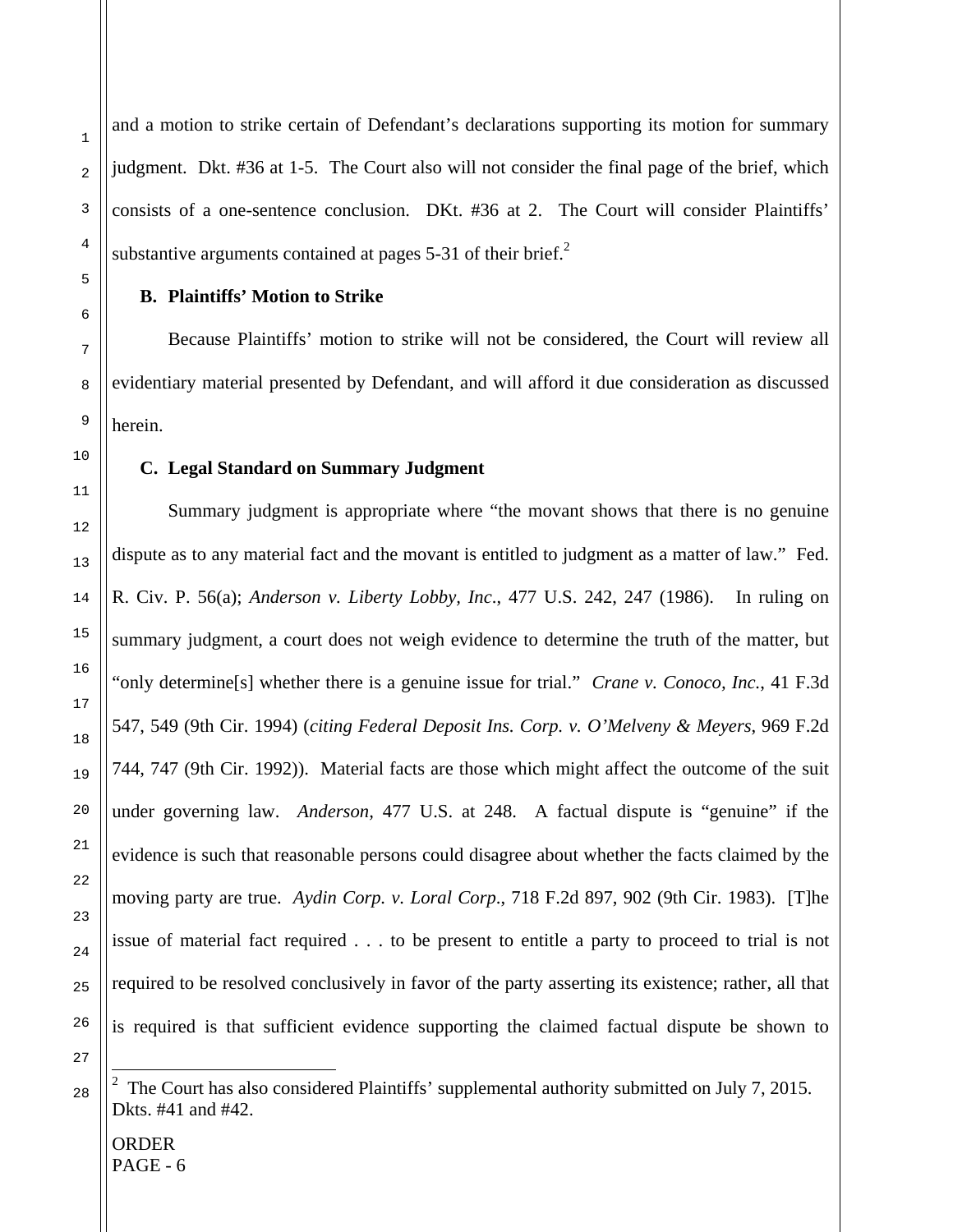and a motion to strike certain of Defendant's declarations supporting its motion for summary judgment. Dkt. #36 at 1-5. The Court also will not consider the final page of the brief, which consists of a one-sentence conclusion. DKt. #36 at 2. The Court will consider Plaintiffs' substantive arguments contained at pages 5-31 of their brief.[2]

**B. Plaintiffs' Motion to Strike**

Because Plaintiffs' motion to strike will not be considered, the Court will review all evidentiary material presented by Defendant, and will afford it due consideration as discussed herein.

**C. Legal Standard on Summary Judgment**

Summary judgment is appropriate where "the movant shows that there is no genuine dispute as to any material fact and the movant is entitled to judgment as a matter of law." Fed. R. Civ. P. 56(a); *Anderson v. Liberty Lobby, Inc*., 477 U.S. 242, 247 (1986). In ruling on summary judgment, a court does not weigh evidence to determine the truth of the matter, but "only determine[s] whether there is a genuine issue for trial." *Crane v. Conoco, Inc*., 41 F.3d 547, 549 (9th Cir. 1994) (*citing Federal Deposit Ins. Corp. v. O'Melveny & Meyers*, 969 F.2d 744, 747 (9th Cir. 1992)). Material facts are those which might affect the outcome of the suit under governing law. *Anderson*, 477 U.S. at 248. A factual dispute is "genuine" if the evidence is such that reasonable persons could disagree about whether the facts claimed by the moving party are true. *Aydin Corp. v. Loral Corp*., 718 F.2d 897, 902 (9th Cir. 1983). [T]he issue of material fact required . . . to be present to entitle a party to proceed to trial is not required to be resolved conclusively in favor of the party asserting its existence; rather, all that is required is that sufficient evidence supporting the claimed factual dispute be shown to

---

[2] The Court has also considered Plaintiffs' supplemental authority submitted on July 7, 2015. Dkts. #41 and #42.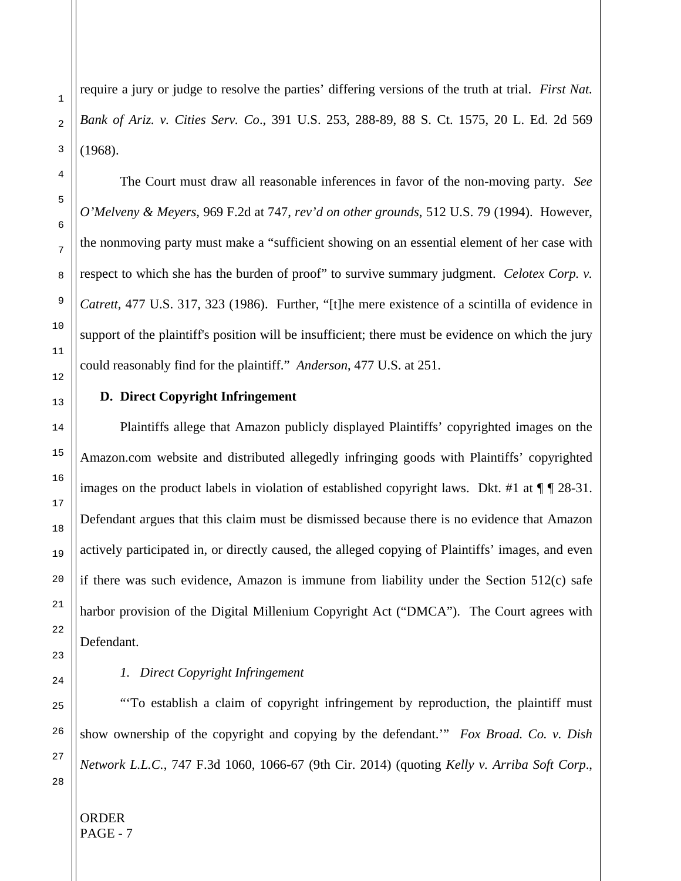require a jury or judge to resolve the parties' differing versions of the truth at trial. *First Nat. Bank of Ariz. v. Cities Serv. Co*., 391 U.S. 253, 288-89, 88 S. Ct. 1575, 20 L. Ed. 2d 569 (1968).

The Court must draw all reasonable inferences in favor of the non-moving party. *See O'Melveny & Meyers*, 969 F.2d at 747, *rev'd on other grounds*, 512 U.S. 79 (1994). However, the nonmoving party must make a "sufficient showing on an essential element of her case with respect to which she has the burden of proof" to survive summary judgment. *Celotex Corp. v. Catrett*, 477 U.S. 317, 323 (1986). Further, "[t]he mere existence of a scintilla of evidence in support of the plaintiff's position will be insufficient; there must be evidence on which the jury could reasonably find for the plaintiff." *Anderson*, 477 U.S. at 251.

**D. Direct Copyright Infringement**

Plaintiffs allege that Amazon publicly displayed Plaintiffs' copyrighted images on the Amazon.com website and distributed allegedly infringing goods with Plaintiffs' copyrighted images on the product labels in violation of established copyright laws. Dkt. #1 at ¶ ¶ 28-31. Defendant argues that this claim must be dismissed because there is no evidence that Amazon actively participated in, or directly caused, the alleged copying of Plaintiffs' images, and even if there was such evidence, Amazon is immune from liability under the Section 512(c) safe harbor provision of the Digital Millenium Copyright Act ("DMCA"). The Court agrees with Defendant.

*1. Direct Copyright Infringement*

"'To establish a claim of copyright infringement by reproduction, the plaintiff must show ownership of the copyright and copying by the defendant.'" *Fox Broad. Co. v. Dish Network L.L.C.*, 747 F.3d 1060, 1066-67 (9th Cir. 2014) (quoting *Kelly v. Arriba Soft Corp.*,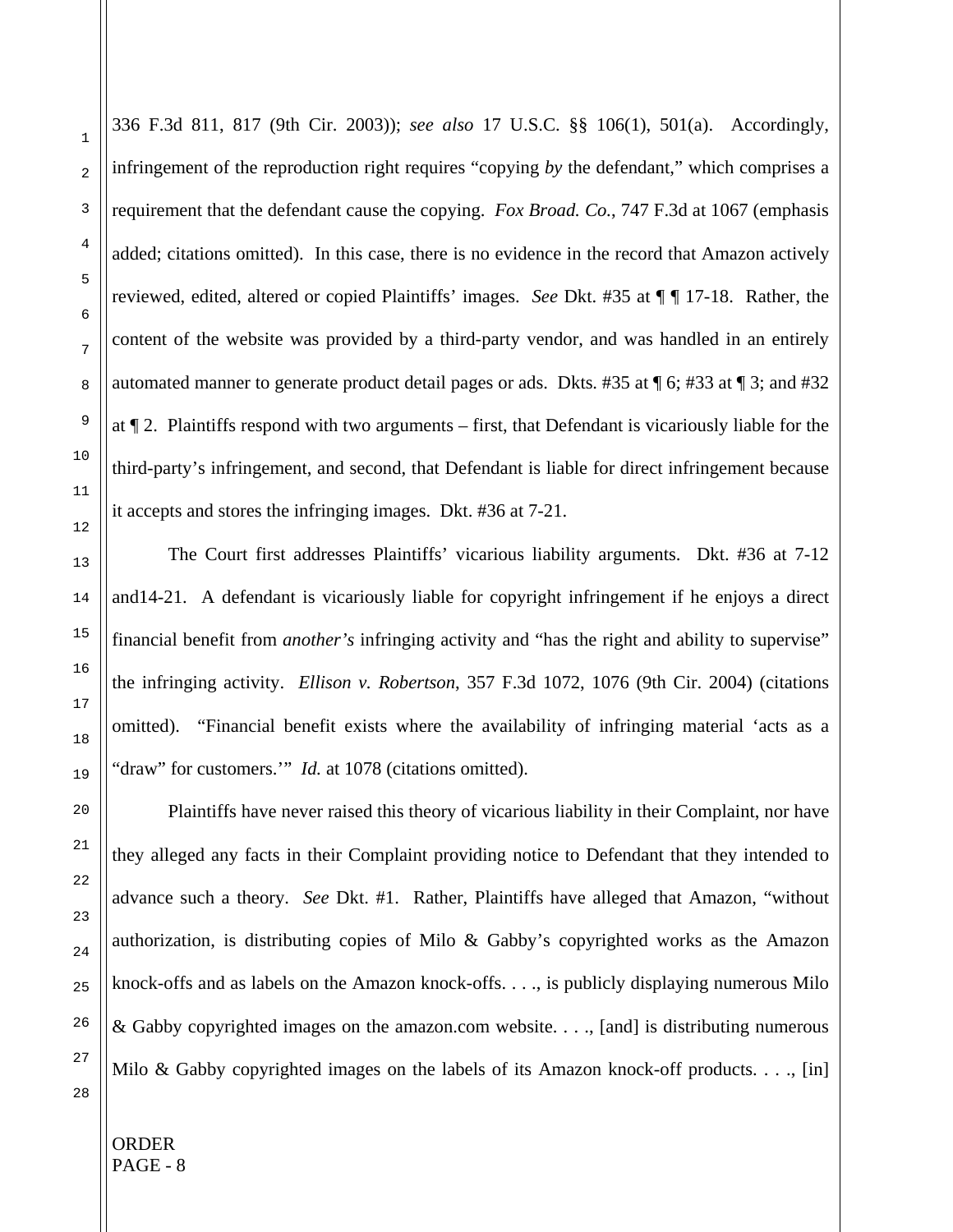336 F.3d 811, 817 (9th Cir. 2003)); *see also* 17 U.S.C. §§ 106(1), 501(a). Accordingly, infringement of the reproduction right requires "copying *by* the defendant," which comprises a requirement that the defendant cause the copying. *Fox Broad. Co.*, 747 F.3d at 1067 (emphasis added; citations omitted). In this case, there is no evidence in the record that Amazon actively reviewed, edited, altered or copied Plaintiffs' images. *See* Dkt. #35 at ¶ ¶ 17-18. Rather, the content of the website was provided by a third-party vendor, and was handled in an entirely automated manner to generate product detail pages or ads. Dkts. #35 at ¶ 6; #33 at ¶ 3; and #32 at ¶ 2. Plaintiffs respond with two arguments – first, that Defendant is vicariously liable for the third-party's infringement, and second, that Defendant is liable for direct infringement because it accepts and stores the infringing images. Dkt. #36 at 7-21.

The Court first addresses Plaintiffs' vicarious liability arguments. Dkt. #36 at 7-12 and14-21. A defendant is vicariously liable for copyright infringement if he enjoys a direct financial benefit from *another's* infringing activity and "has the right and ability to supervise" the infringing activity. *Ellison v. Robertson*, 357 F.3d 1072, 1076 (9th Cir. 2004) (citations omitted). "Financial benefit exists where the availability of infringing material 'acts as a "draw" for customers.'" *Id.* at 1078 (citations omitted).

Plaintiffs have never raised this theory of vicarious liability in their Complaint, nor have they alleged any facts in their Complaint providing notice to Defendant that they intended to advance such a theory. *See* Dkt. #1. Rather, Plaintiffs have alleged that Amazon, "without authorization, is distributing copies of Milo & Gabby's copyrighted works as the Amazon knock-offs and as labels on the Amazon knock-offs. . . ., is publicly displaying numerous Milo & Gabby copyrighted images on the amazon.com website. . . ., [and] is distributing numerous Milo & Gabby copyrighted images on the labels of its Amazon knock-off products. . . ., [in]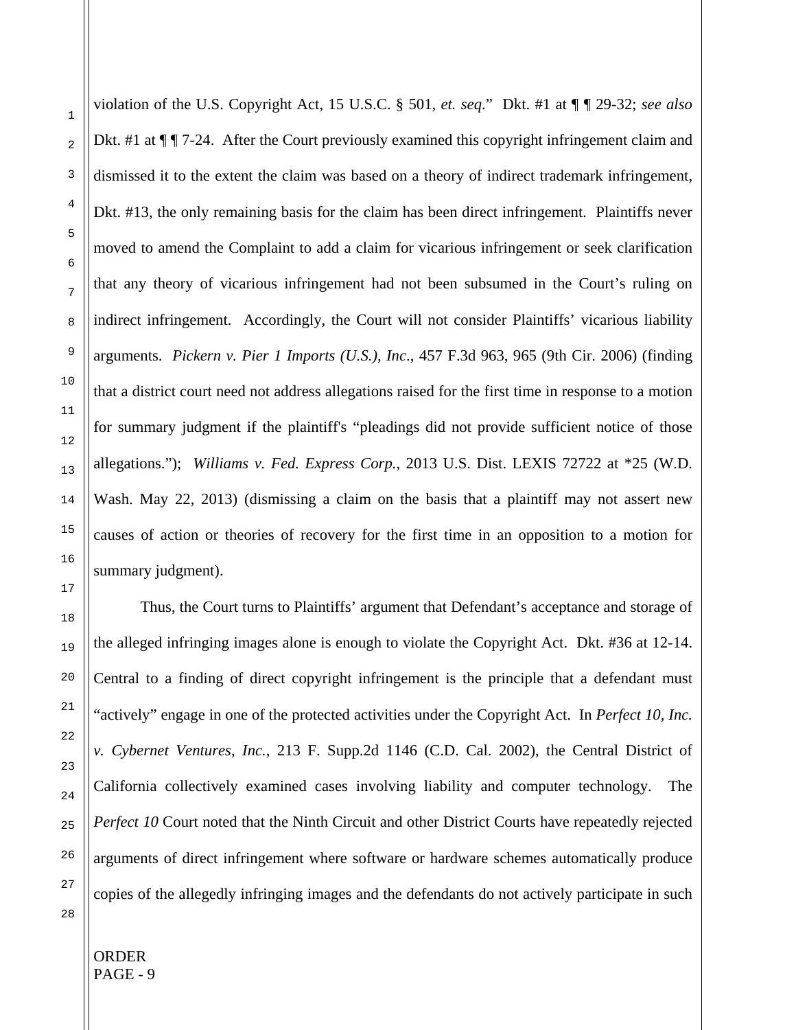violation of the U.S. Copyright Act, 15 U.S.C. § 501, *et. seq*." Dkt. #1 at ¶ ¶ 29-32; *see also* Dkt. #1 at ¶ ¶ 7-24. After the Court previously examined this copyright infringement claim and dismissed it to the extent the claim was based on a theory of indirect trademark infringement, Dkt. #13, the only remaining basis for the claim has been direct infringement. Plaintiffs never moved to amend the Complaint to add a claim for vicarious infringement or seek clarification that any theory of vicarious infringement had not been subsumed in the Court's ruling on indirect infringement. Accordingly, the Court will not consider Plaintiffs' vicarious liability arguments. *Pickern v. Pier 1 Imports (U.S.), Inc*., 457 F.3d 963, 965 (9th Cir. 2006) (finding that a district court need not address allegations raised for the first time in response to a motion for summary judgment if the plaintiff's "pleadings did not provide sufficient notice of those allegations."); *Williams v. Fed. Express Corp.*, 2013 U.S. Dist. LEXIS 72722 at *25 (W.D. Wash. May 22, 2013) (dismissing a claim on the basis that a plaintiff may not assert new causes of action or theories of recovery for the first time in an opposition to a motion for summary judgment).

Thus, the Court turns to Plaintiffs' argument that Defendant's acceptance and storage of the alleged infringing images alone is enough to violate the Copyright Act. Dkt. #36 at 12-14. Central to a finding of direct copyright infringement is the principle that a defendant must "actively" engage in one of the protected activities under the Copyright Act. In *Perfect 10, Inc. v. Cybernet Ventures, Inc.*, 213 F. Supp.2d 1146 (C.D. Cal. 2002), the Central District of California collectively examined cases involving liability and computer technology. The *Perfect 10* Court noted that the Ninth Circuit and other District Courts have repeatedly rejected arguments of direct infringement where software or hardware schemes automatically produce copies of the allegedly infringing images and the defendants do not actively participate in such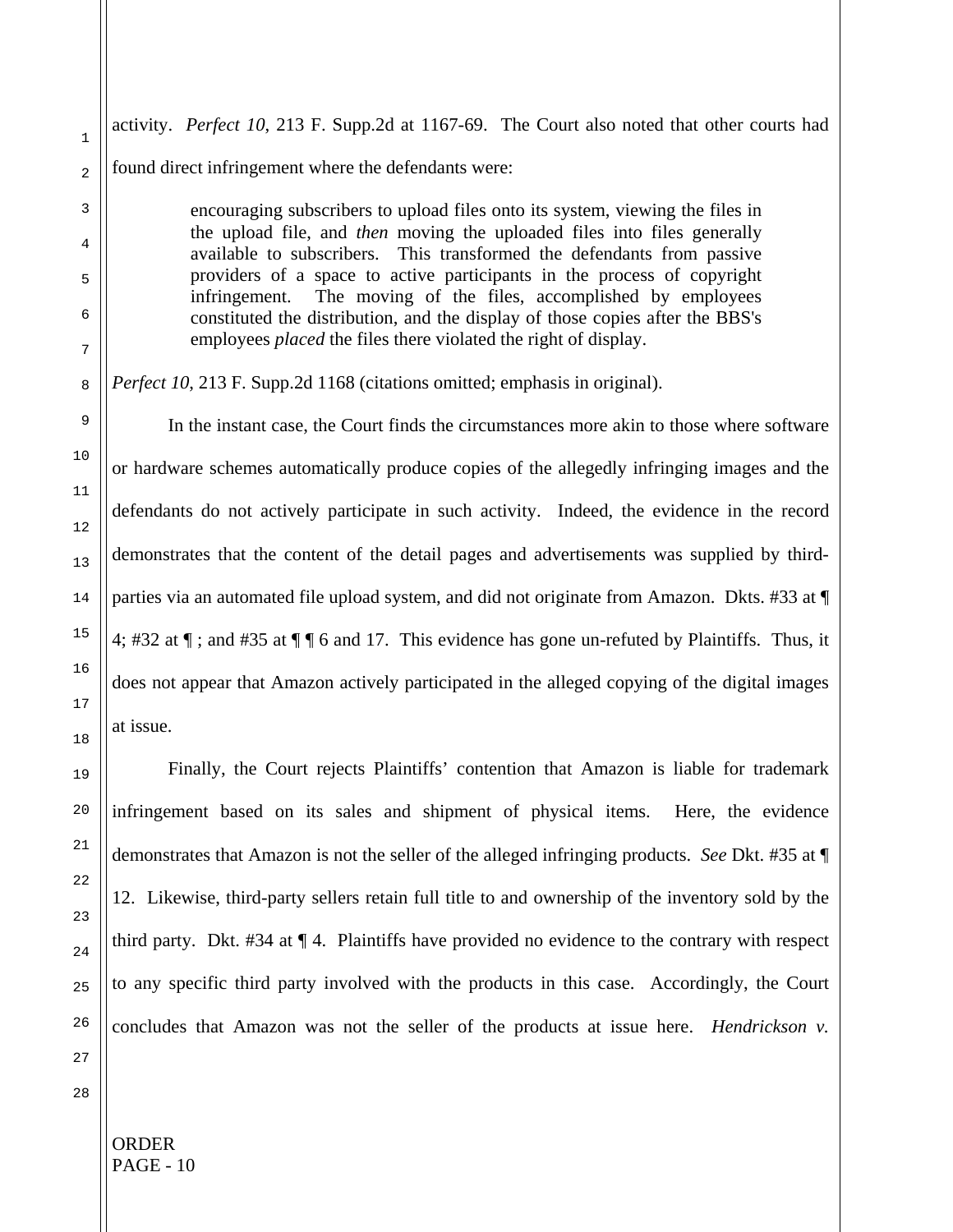activity. *Perfect 10*, 213 F. Supp.2d at 1167-69. The Court also noted that other courts had found direct infringement where the defendants were:

> encouraging subscribers to upload files onto its system, viewing the files in the upload file, and *then* moving the uploaded files into files generally available to subscribers. This transformed the defendants from passive providers of a space to active participants in the process of copyright infringement. The moving of the files, accomplished by employees constituted the distribution, and the display of those copies after the BBS's employees *placed* the files there violated the right of display.

*Perfect 10*, 213 F. Supp.2d 1168 (citations omitted; emphasis in original).

In the instant case, the Court finds the circumstances more akin to those where software or hardware schemes automatically produce copies of the allegedly infringing images and the defendants do not actively participate in such activity. Indeed, the evidence in the record demonstrates that the content of the detail pages and advertisements was supplied by third-parties via an automated file upload system, and did not originate from Amazon. Dkts. #33 at ¶ 4; #32 at ¶ ; and #35 at ¶ ¶ 6 and 17. This evidence has gone un-refuted by Plaintiffs. Thus, it does not appear that Amazon actively participated in the alleged copying of the digital images at issue.

Finally, the Court rejects Plaintiffs' contention that Amazon is liable for trademark infringement based on its sales and shipment of physical items. Here, the evidence demonstrates that Amazon is not the seller of the alleged infringing products. *See* Dkt. #35 at ¶ 12. Likewise, third-party sellers retain full title to and ownership of the inventory sold by the third party. Dkt. #34 at ¶ 4. Plaintiffs have provided no evidence to the contrary with respect to any specific third party involved with the products in this case. Accordingly, the Court concludes that Amazon was not the seller of the products at issue here. *Hendrickson v.*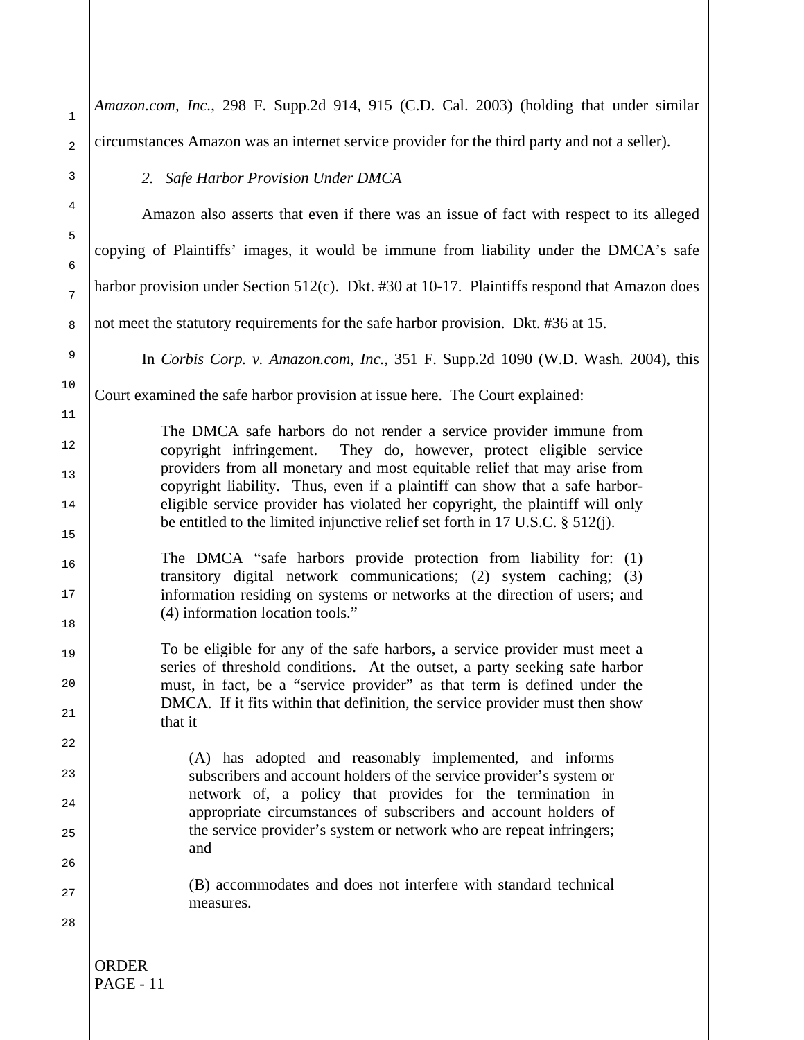*Amazon.com, Inc.*, 298 F. Supp.2d 914, 915 (C.D. Cal. 2003) (holding that under similar circumstances Amazon was an internet service provider for the third party and not a seller).

*2. Safe Harbor Provision Under DMCA*

Amazon also asserts that even if there was an issue of fact with respect to its alleged copying of Plaintiffs' images, it would be immune from liability under the DMCA's safe harbor provision under Section 512(c). Dkt. #30 at 10-17. Plaintiffs respond that Amazon does not meet the statutory requirements for the safe harbor provision. Dkt. #36 at 15.

In *Corbis Corp. v. Amazon.com, Inc.*, 351 F. Supp.2d 1090 (W.D. Wash. 2004), this Court examined the safe harbor provision at issue here. The Court explained:

> The DMCA safe harbors do not render a service provider immune from copyright infringement. They do, however, protect eligible service providers from all monetary and most equitable relief that may arise from copyright liability. Thus, even if a plaintiff can show that a safe harbor-eligible service provider has violated her copyright, the plaintiff will only be entitled to the limited injunctive relief set forth in 17 U.S.C. § 512(j).
>
> The DMCA "safe harbors provide protection from liability for: (1) transitory digital network communications; (2) system caching; (3) information residing on systems or networks at the direction of users; and (4) information location tools."
>
> To be eligible for any of the safe harbors, a service provider must meet a series of threshold conditions. At the outset, a party seeking safe harbor must, in fact, be a "service provider" as that term is defined under the DMCA. If it fits within that definition, the service provider must then show that it
>
> > (A) has adopted and reasonably implemented, and informs subscribers and account holders of the service provider's system or network of, a policy that provides for the termination in appropriate circumstances of subscribers and account holders of the service provider's system or network who are repeat infringers; and
> >
> > (B) accommodates and does not interfere with standard technical measures.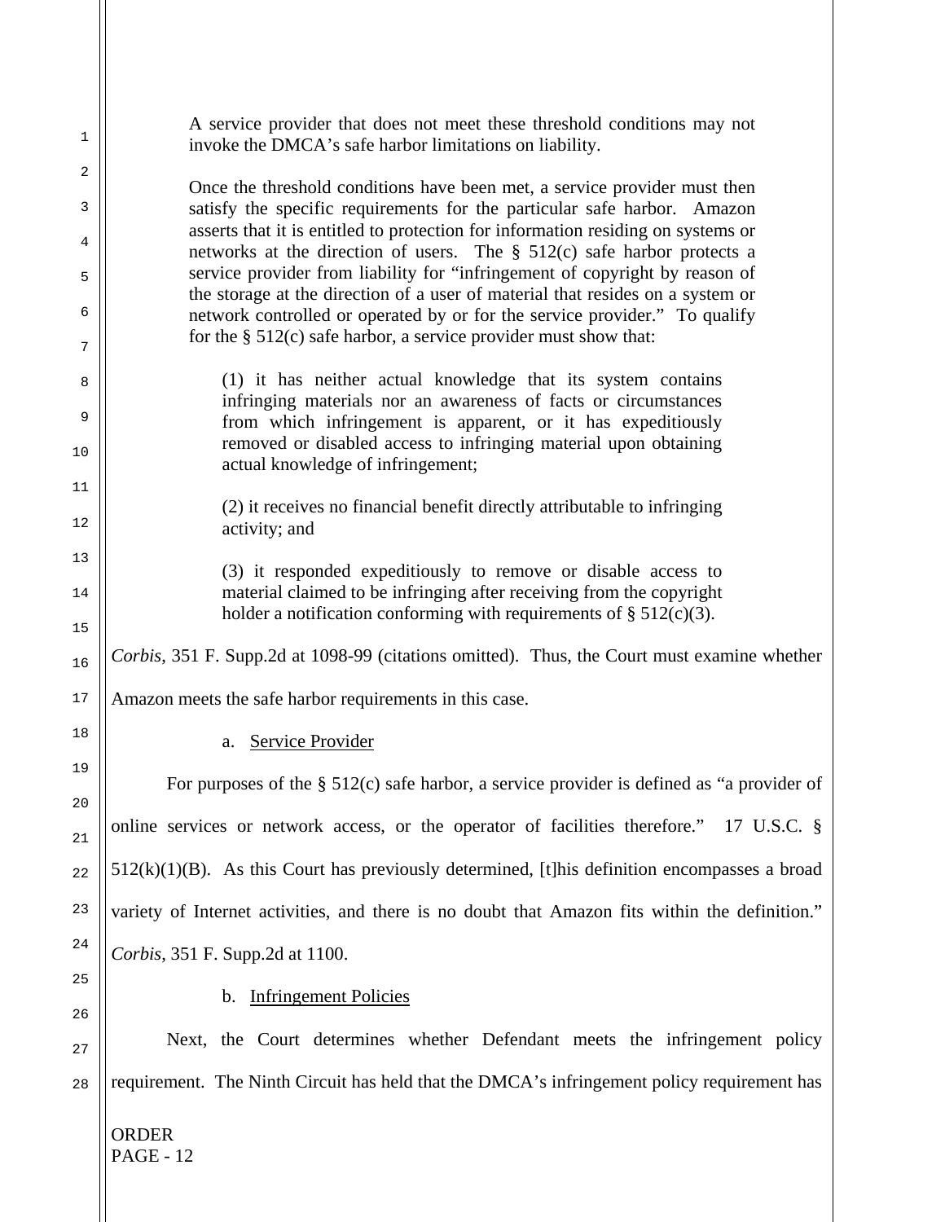> A service provider that does not meet these threshold conditions may not invoke the DMCA's safe harbor limitations on liability.
>
> Once the threshold conditions have been met, a service provider must then satisfy the specific requirements for the particular safe harbor. Amazon asserts that it is entitled to protection for information residing on systems or networks at the direction of users. The § 512(c) safe harbor protects a service provider from liability for "infringement of copyright by reason of the storage at the direction of a user of material that resides on a system or network controlled or operated by or for the service provider." To qualify for the § 512(c) safe harbor, a service provider must show that:
>
> > (1) it has neither actual knowledge that its system contains infringing materials nor an awareness of facts or circumstances from which infringement is apparent, or it has expeditiously removed or disabled access to infringing material upon obtaining actual knowledge of infringement;
> >
> > (2) it receives no financial benefit directly attributable to infringing activity; and
> >
> > (3) it responded expeditiously to remove or disable access to material claimed to be infringing after receiving from the copyright holder a notification conforming with requirements of § 512(c)(3).

*Corbis*, 351 F. Supp.2d at 1098-99 (citations omitted). Thus, the Court must examine whether Amazon meets the safe harbor requirements in this case.

a. Service Provider

For purposes of the § 512(c) safe harbor, a service provider is defined as "a provider of online services or network access, or the operator of facilities therefore." 17 U.S.C. § 512(k)(1)(B). As this Court has previously determined, [t]his definition encompasses a broad variety of Internet activities, and there is no doubt that Amazon fits within the definition." *Corbis*, 351 F. Supp.2d at 1100.

b. Infringement Policies

Next, the Court determines whether Defendant meets the infringement policy requirement. The Ninth Circuit has held that the DMCA's infringement policy requirement has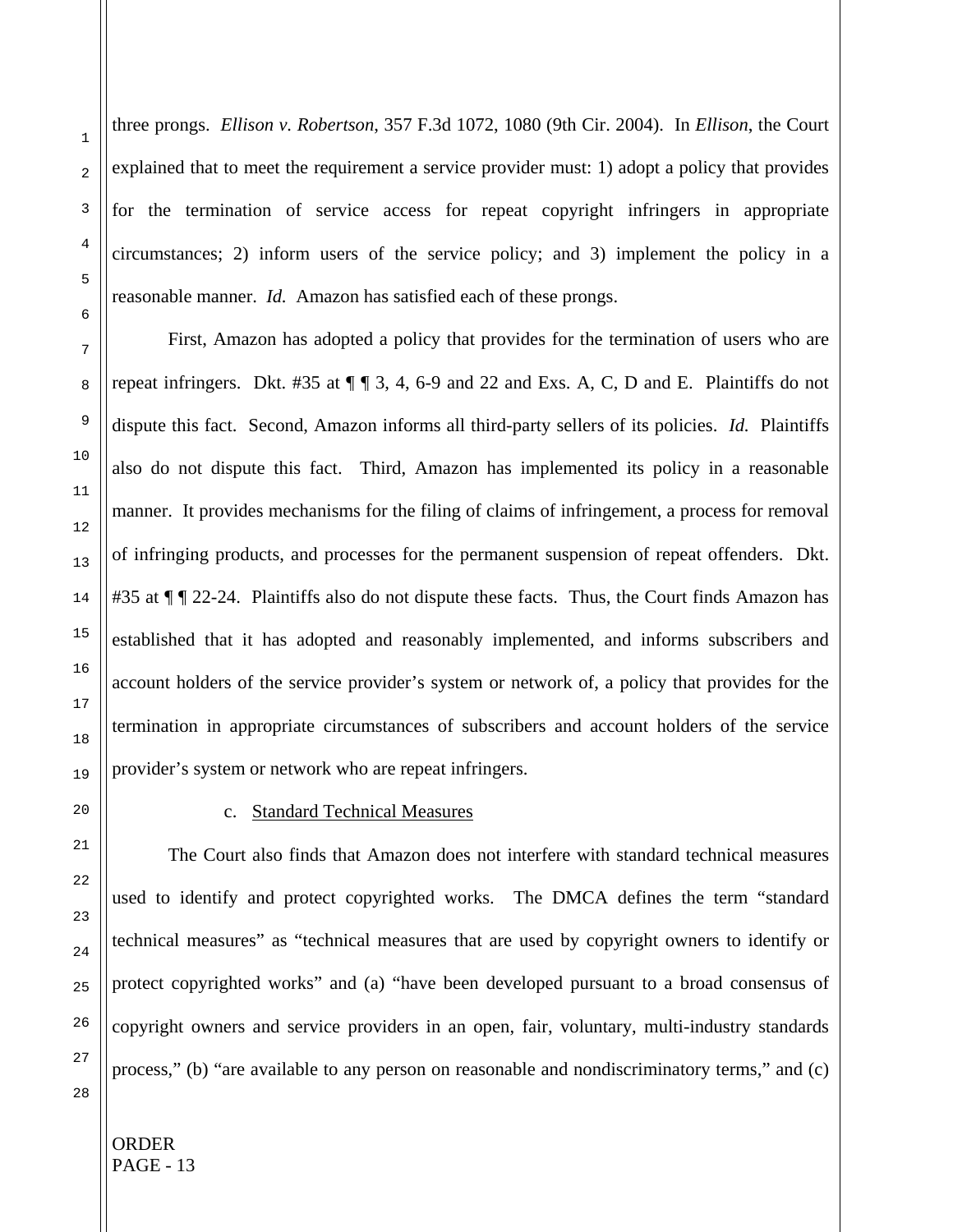three prongs. *Ellison v. Robertson*, 357 F.3d 1072, 1080 (9th Cir. 2004). In *Ellison*, the Court explained that to meet the requirement a service provider must: 1) adopt a policy that provides for the termination of service access for repeat copyright infringers in appropriate circumstances; 2) inform users of the service policy; and 3) implement the policy in a reasonable manner. *Id.* Amazon has satisfied each of these prongs.

First, Amazon has adopted a policy that provides for the termination of users who are repeat infringers. Dkt. #35 at ¶ ¶ 3, 4, 6-9 and 22 and Exs. A, C, D and E. Plaintiffs do not dispute this fact. Second, Amazon informs all third-party sellers of its policies. *Id.* Plaintiffs also do not dispute this fact. Third, Amazon has implemented its policy in a reasonable manner. It provides mechanisms for the filing of claims of infringement, a process for removal of infringing products, and processes for the permanent suspension of repeat offenders. Dkt. #35 at ¶ ¶ 22-24. Plaintiffs also do not dispute these facts. Thus, the Court finds Amazon has established that it has adopted and reasonably implemented, and informs subscribers and account holders of the service provider's system or network of, a policy that provides for the termination in appropriate circumstances of subscribers and account holders of the service provider's system or network who are repeat infringers.

c. Standard Technical Measures

The Court also finds that Amazon does not interfere with standard technical measures used to identify and protect copyrighted works. The DMCA defines the term "standard technical measures" as "technical measures that are used by copyright owners to identify or protect copyrighted works" and (a) "have been developed pursuant to a broad consensus of copyright owners and service providers in an open, fair, voluntary, multi-industry standards process," (b) "are available to any person on reasonable and nondiscriminatory terms," and (c)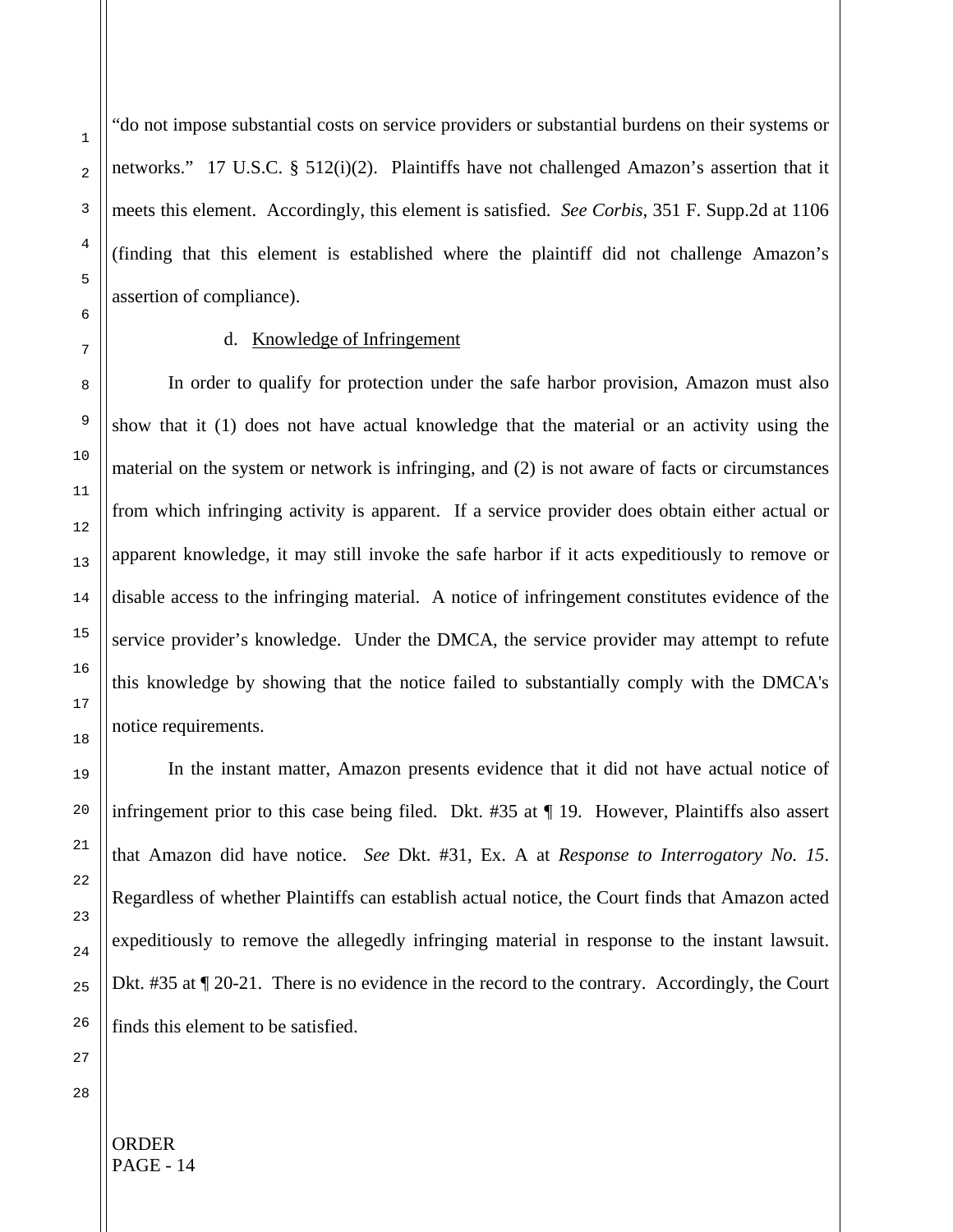"do not impose substantial costs on service providers or substantial burdens on their systems or networks." 17 U.S.C. § 512(i)(2). Plaintiffs have not challenged Amazon's assertion that it meets this element. Accordingly, this element is satisfied. *See Corbis*, 351 F. Supp.2d at 1106 (finding that this element is established where the plaintiff did not challenge Amazon's assertion of compliance).

d. Knowledge of Infringement

In order to qualify for protection under the safe harbor provision, Amazon must also show that it (1) does not have actual knowledge that the material or an activity using the material on the system or network is infringing, and (2) is not aware of facts or circumstances from which infringing activity is apparent. If a service provider does obtain either actual or apparent knowledge, it may still invoke the safe harbor if it acts expeditiously to remove or disable access to the infringing material. A notice of infringement constitutes evidence of the service provider's knowledge. Under the DMCA, the service provider may attempt to refute this knowledge by showing that the notice failed to substantially comply with the DMCA's notice requirements.

In the instant matter, Amazon presents evidence that it did not have actual notice of infringement prior to this case being filed. Dkt. #35 at ¶ 19. However, Plaintiffs also assert that Amazon did have notice. *See* Dkt. #31, Ex. A at *Response to Interrogatory No. 15*. Regardless of whether Plaintiffs can establish actual notice, the Court finds that Amazon acted expeditiously to remove the allegedly infringing material in response to the instant lawsuit. Dkt. #35 at ¶ 20-21. There is no evidence in the record to the contrary. Accordingly, the Court finds this element to be satisfied.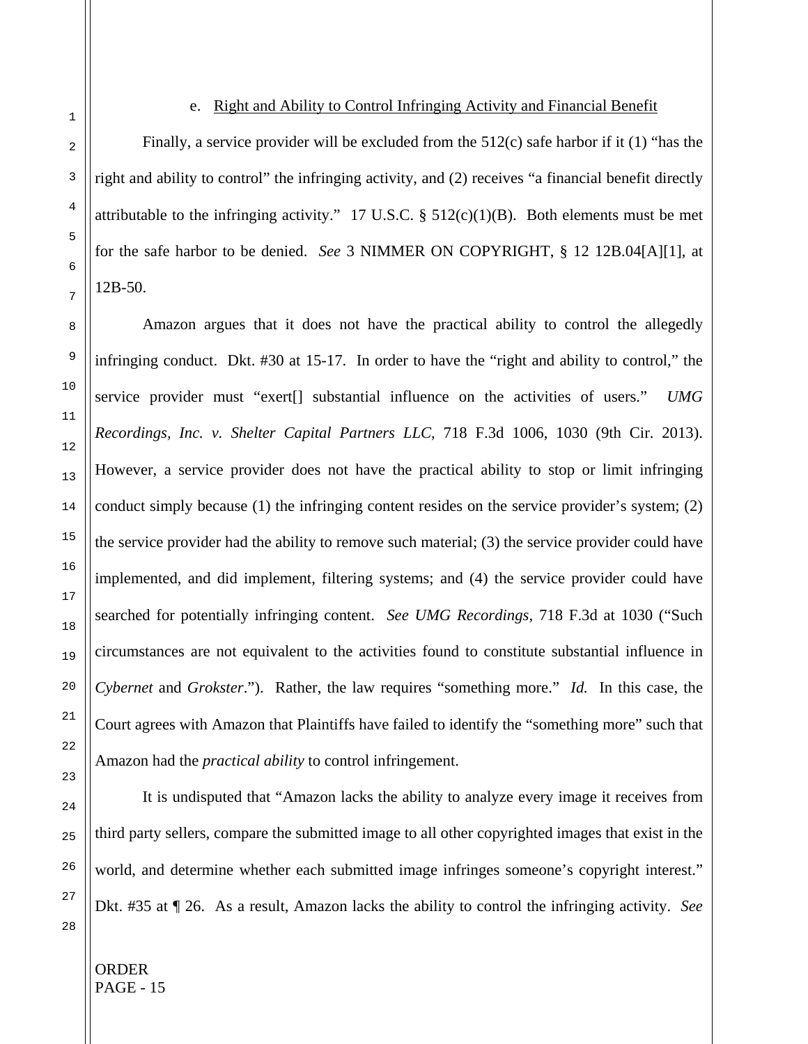e. Right and Ability to Control Infringing Activity and Financial Benefit

Finally, a service provider will be excluded from the 512(c) safe harbor if it (1) "has the right and ability to control" the infringing activity, and (2) receives "a financial benefit directly attributable to the infringing activity." 17 U.S.C. § 512(c)(1)(B). Both elements must be met for the safe harbor to be denied. *See* 3 NIMMER ON COPYRIGHT, § 12 12B.04[A][1], at 12B-50.

Amazon argues that it does not have the practical ability to control the allegedly infringing conduct. Dkt. #30 at 15-17. In order to have the "right and ability to control," the service provider must "exert[] substantial influence on the activities of users." *UMG Recordings, Inc. v. Shelter Capital Partners LLC*, 718 F.3d 1006, 1030 (9th Cir. 2013). However, a service provider does not have the practical ability to stop or limit infringing conduct simply because (1) the infringing content resides on the service provider's system; (2) the service provider had the ability to remove such material; (3) the service provider could have implemented, and did implement, filtering systems; and (4) the service provider could have searched for potentially infringing content. *See UMG Recordings*, 718 F.3d at 1030 ("Such circumstances are not equivalent to the activities found to constitute substantial influence in *Cybernet* and *Grokster*."). Rather, the law requires "something more." *Id.* In this case, the Court agrees with Amazon that Plaintiffs have failed to identify the "something more" such that Amazon had the *practical ability* to control infringement.

It is undisputed that "Amazon lacks the ability to analyze every image it receives from third party sellers, compare the submitted image to all other copyrighted images that exist in the world, and determine whether each submitted image infringes someone's copyright interest." Dkt. #35 at ¶ 26. As a result, Amazon lacks the ability to control the infringing activity. *See*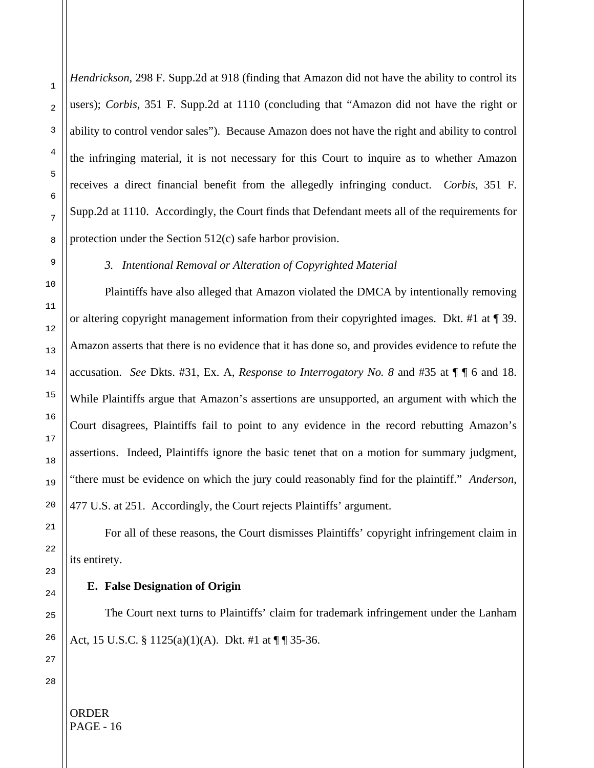*Hendrickson*, 298 F. Supp.2d at 918 (finding that Amazon did not have the ability to control its users); *Corbis*, 351 F. Supp.2d at 1110 (concluding that "Amazon did not have the right or ability to control vendor sales"). Because Amazon does not have the right and ability to control the infringing material, it is not necessary for this Court to inquire as to whether Amazon receives a direct financial benefit from the allegedly infringing conduct. *Corbis*, 351 F. Supp.2d at 1110. Accordingly, the Court finds that Defendant meets all of the requirements for protection under the Section 512(c) safe harbor provision.

*3. Intentional Removal or Alteration of Copyrighted Material*

Plaintiffs have also alleged that Amazon violated the DMCA by intentionally removing or altering copyright management information from their copyrighted images. Dkt. #1 at ¶ 39. Amazon asserts that there is no evidence that it has done so, and provides evidence to refute the accusation. *See* Dkts. #31, Ex. A, *Response to Interrogatory No. 8* and #35 at ¶ ¶ 6 and 18. While Plaintiffs argue that Amazon's assertions are unsupported, an argument with which the Court disagrees, Plaintiffs fail to point to any evidence in the record rebutting Amazon's assertions. Indeed, Plaintiffs ignore the basic tenet that on a motion for summary judgment, "there must be evidence on which the jury could reasonably find for the plaintiff." *Anderson*, 477 U.S. at 251. Accordingly, the Court rejects Plaintiffs' argument.

For all of these reasons, the Court dismisses Plaintiffs' copyright infringement claim in its entirety.

**E. False Designation of Origin**

The Court next turns to Plaintiffs' claim for trademark infringement under the Lanham Act, 15 U.S.C. § 1125(a)(1)(A). Dkt. #1 at ¶ ¶ 35-36.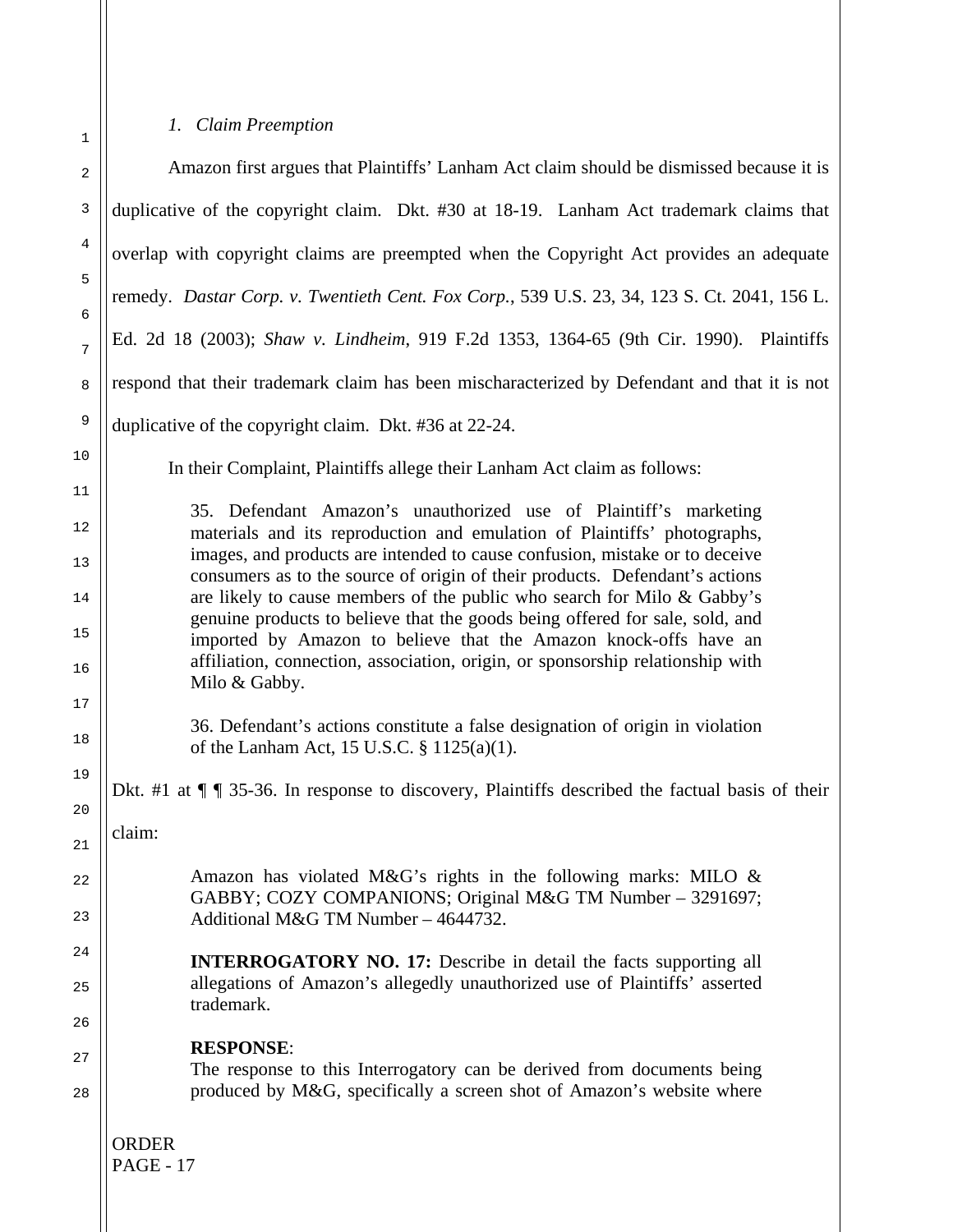*1. Claim Preemption*

Amazon first argues that Plaintiffs' Lanham Act claim should be dismissed because it is duplicative of the copyright claim. Dkt. #30 at 18-19. Lanham Act trademark claims that overlap with copyright claims are preempted when the Copyright Act provides an adequate remedy. *Dastar Corp. v. Twentieth Cent. Fox Corp.*, 539 U.S. 23, 34, 123 S. Ct. 2041, 156 L. Ed. 2d 18 (2003); *Shaw v. Lindheim*, 919 F.2d 1353, 1364-65 (9th Cir. 1990). Plaintiffs respond that their trademark claim has been mischaracterized by Defendant and that it is not duplicative of the copyright claim. Dkt. #36 at 22-24.

In their Complaint, Plaintiffs allege their Lanham Act claim as follows:

> 35. Defendant Amazon's unauthorized use of Plaintiff's marketing materials and its reproduction and emulation of Plaintiffs' photographs, images, and products are intended to cause confusion, mistake or to deceive consumers as to the source of origin of their products. Defendant's actions are likely to cause members of the public who search for Milo & Gabby's genuine products to believe that the goods being offered for sale, sold, and imported by Amazon to believe that the Amazon knock-offs have an affiliation, connection, association, origin, or sponsorship relationship with Milo & Gabby.
>
> 36. Defendant's actions constitute a false designation of origin in violation of the Lanham Act, 15 U.S.C. § 1125(a)(1).

Dkt. #1 at ¶ ¶ 35-36. In response to discovery, Plaintiffs described the factual basis of their claim:

> Amazon has violated M&G's rights in the following marks: MILO & GABBY; COZY COMPANIONS; Original M&G TM Number – 3291697; Additional M&G TM Number – 4644732.
>
> **INTERROGATORY NO. 17:** Describe in detail the facts supporting all allegations of Amazon's allegedly unauthorized use of Plaintiffs' asserted trademark.
>
> **RESPONSE**:
> The response to this Interrogatory can be derived from documents being produced by M&G, specifically a screen shot of Amazon's website where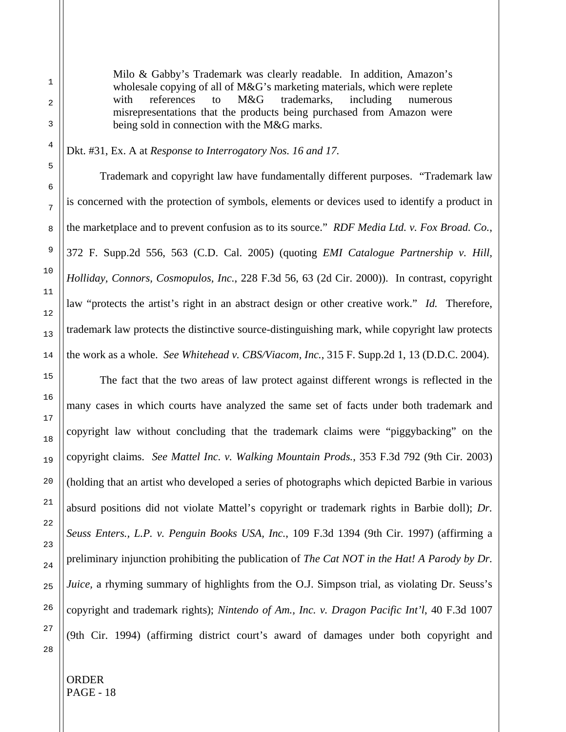> Milo & Gabby's Trademark was clearly readable. In addition, Amazon's wholesale copying of all of M&G's marketing materials, which were replete with references to M&G trademarks, including numerous misrepresentations that the products being purchased from Amazon were being sold in connection with the M&G marks.

Dkt. #31, Ex. A at *Response to Interrogatory Nos. 16 and 17.*

Trademark and copyright law have fundamentally different purposes. "Trademark law is concerned with the protection of symbols, elements or devices used to identify a product in the marketplace and to prevent confusion as to its source." *RDF Media Ltd. v. Fox Broad. Co.*, 372 F. Supp.2d 556, 563 (C.D. Cal. 2005) (quoting *EMI Catalogue Partnership v. Hill, Holliday, Connors, Cosmopulos, Inc.*, 228 F.3d 56, 63 (2d Cir. 2000)). In contrast, copyright law "protects the artist's right in an abstract design or other creative work." *Id.* Therefore, trademark law protects the distinctive source-distinguishing mark, while copyright law protects the work as a whole. *See Whitehead v. CBS/Viacom, Inc.*, 315 F. Supp.2d 1, 13 (D.D.C. 2004).

The fact that the two areas of law protect against different wrongs is reflected in the many cases in which courts have analyzed the same set of facts under both trademark and copyright law without concluding that the trademark claims were "piggybacking" on the copyright claims. *See Mattel Inc. v. Walking Mountain Prods.*, 353 F.3d 792 (9th Cir. 2003) (holding that an artist who developed a series of photographs which depicted Barbie in various absurd positions did not violate Mattel's copyright or trademark rights in Barbie doll); *Dr. Seuss Enters., L.P. v. Penguin Books USA, Inc.*, 109 F.3d 1394 (9th Cir. 1997) (affirming a preliminary injunction prohibiting the publication of *The Cat NOT in the Hat! A Parody by Dr. Juice*, a rhyming summary of highlights from the O.J. Simpson trial, as violating Dr. Seuss's copyright and trademark rights); *Nintendo of Am., Inc. v. Dragon Pacific Int'l*, 40 F.3d 1007 (9th Cir. 1994) (affirming district court's award of damages under both copyright and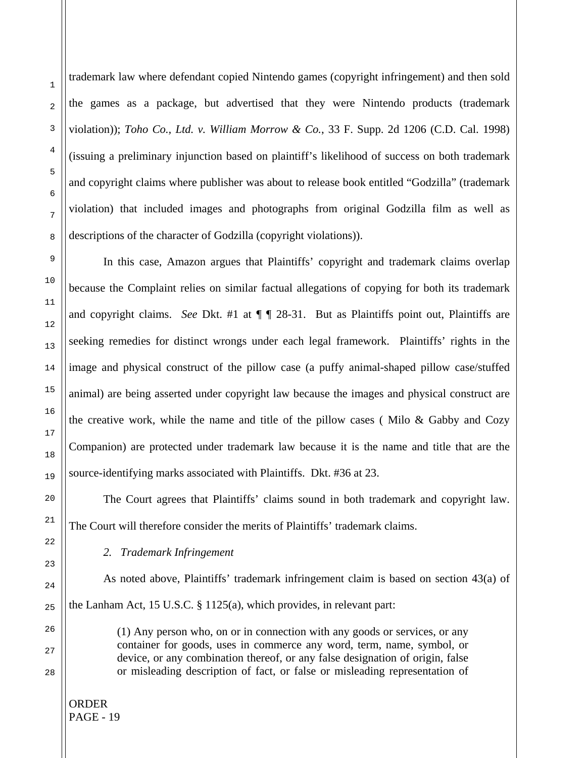trademark law where defendant copied Nintendo games (copyright infringement) and then sold the games as a package, but advertised that they were Nintendo products (trademark violation)); *Toho Co., Ltd. v. William Morrow & Co.*, 33 F. Supp. 2d 1206 (C.D. Cal. 1998) (issuing a preliminary injunction based on plaintiff's likelihood of success on both trademark and copyright claims where publisher was about to release book entitled "Godzilla" (trademark violation) that included images and photographs from original Godzilla film as well as descriptions of the character of Godzilla (copyright violations)).

In this case, Amazon argues that Plaintiffs' copyright and trademark claims overlap because the Complaint relies on similar factual allegations of copying for both its trademark and copyright claims. *See* Dkt. #1 at ¶ ¶ 28-31. But as Plaintiffs point out, Plaintiffs are seeking remedies for distinct wrongs under each legal framework. Plaintiffs' rights in the image and physical construct of the pillow case (a puffy animal-shaped pillow case/stuffed animal) are being asserted under copyright law because the images and physical construct are the creative work, while the name and title of the pillow cases ( Milo & Gabby and Cozy Companion) are protected under trademark law because it is the name and title that are the source-identifying marks associated with Plaintiffs. Dkt. #36 at 23.

The Court agrees that Plaintiffs' claims sound in both trademark and copyright law. The Court will therefore consider the merits of Plaintiffs' trademark claims.

*2. Trademark Infringement*

As noted above, Plaintiffs' trademark infringement claim is based on section 43(a) of the Lanham Act, 15 U.S.C. § 1125(a), which provides, in relevant part:

> (1) Any person who, on or in connection with any goods or services, or any container for goods, uses in commerce any word, term, name, symbol, or device, or any combination thereof, or any false designation of origin, false or misleading description of fact, or false or misleading representation of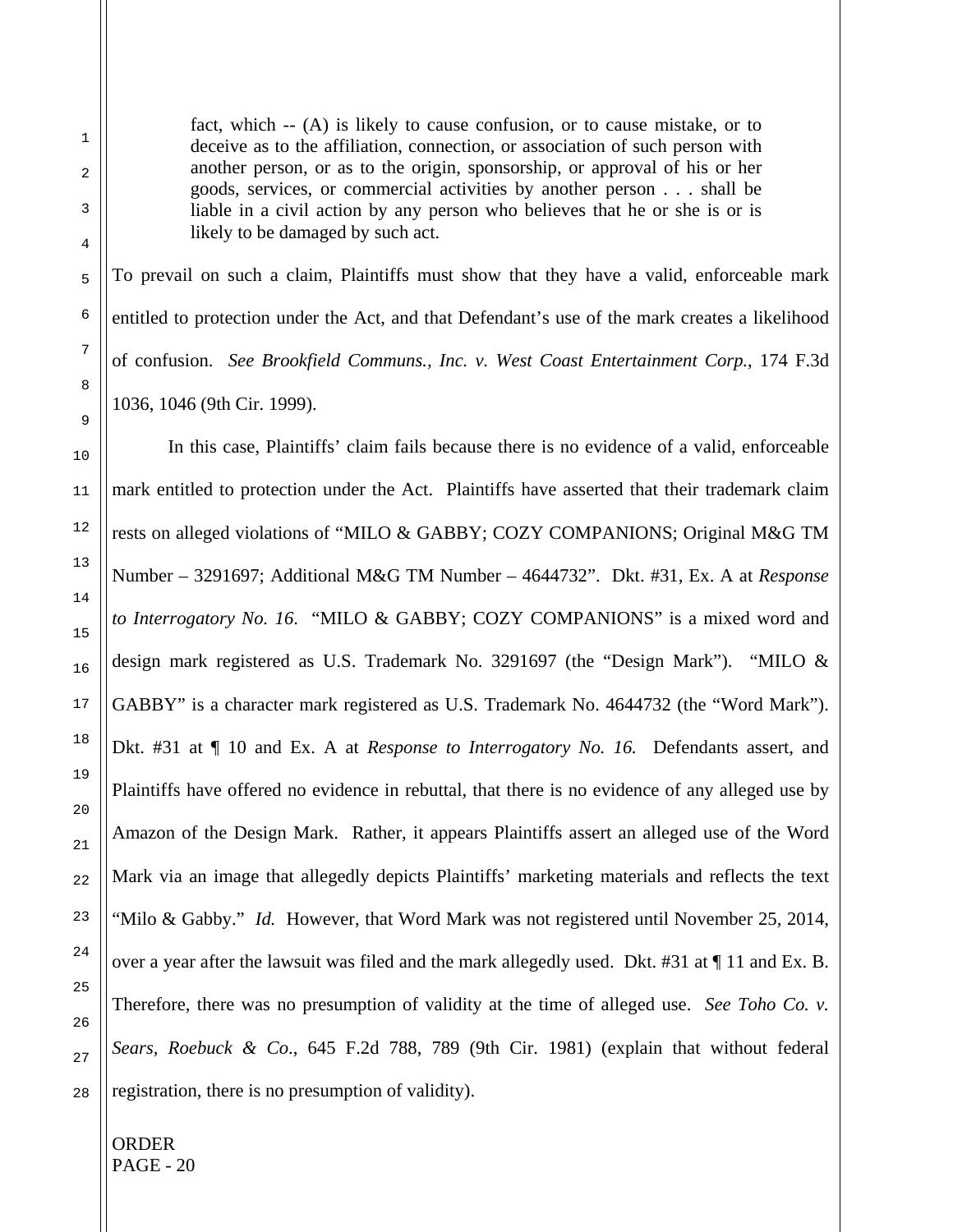> fact, which -- (A) is likely to cause confusion, or to cause mistake, or to deceive as to the affiliation, connection, or association of such person with another person, or as to the origin, sponsorship, or approval of his or her goods, services, or commercial activities by another person . . . shall be liable in a civil action by any person who believes that he or she is or is likely to be damaged by such act.

To prevail on such a claim, Plaintiffs must show that they have a valid, enforceable mark entitled to protection under the Act, and that Defendant's use of the mark creates a likelihood of confusion. *See Brookfield Communs., Inc. v. West Coast Entertainment Corp.*, 174 F.3d 1036, 1046 (9th Cir. 1999).

In this case, Plaintiffs' claim fails because there is no evidence of a valid, enforceable mark entitled to protection under the Act. Plaintiffs have asserted that their trademark claim rests on alleged violations of "MILO & GABBY; COZY COMPANIONS; Original M&G TM Number – 3291697; Additional M&G TM Number – 4644732". Dkt. #31, Ex. A at *Response to Interrogatory No. 16*. "MILO & GABBY; COZY COMPANIONS" is a mixed word and design mark registered as U.S. Trademark No. 3291697 (the "Design Mark"). "MILO & GABBY" is a character mark registered as U.S. Trademark No. 4644732 (the "Word Mark"). Dkt. #31 at ¶ 10 and Ex. A at *Response to Interrogatory No. 16.* Defendants assert, and Plaintiffs have offered no evidence in rebuttal, that there is no evidence of any alleged use by Amazon of the Design Mark. Rather, it appears Plaintiffs assert an alleged use of the Word Mark via an image that allegedly depicts Plaintiffs' marketing materials and reflects the text "Milo & Gabby." *Id.* However, that Word Mark was not registered until November 25, 2014, over a year after the lawsuit was filed and the mark allegedly used. Dkt. #31 at ¶ 11 and Ex. B. Therefore, there was no presumption of validity at the time of alleged use. *See Toho Co. v. Sears, Roebuck & Co.*, 645 F.2d 788, 789 (9th Cir. 1981) (explain that without federal registration, there is no presumption of validity).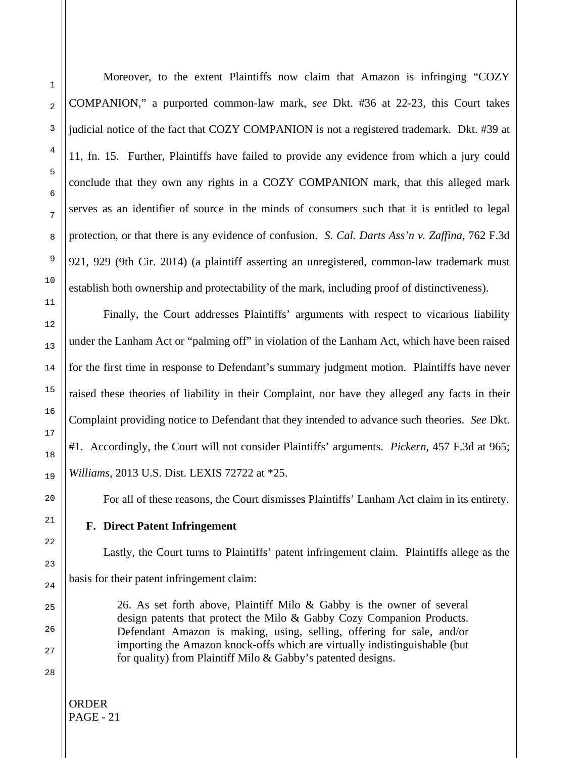Moreover, to the extent Plaintiffs now claim that Amazon is infringing "COZY COMPANION," a purported common-law mark, *see* Dkt. #36 at 22-23, this Court takes judicial notice of the fact that COZY COMPANION is not a registered trademark. Dkt. #39 at 11, fn. 15. Further, Plaintiffs have failed to provide any evidence from which a jury could conclude that they own any rights in a COZY COMPANION mark, that this alleged mark serves as an identifier of source in the minds of consumers such that it is entitled to legal protection, or that there is any evidence of confusion. *S. Cal. Darts Ass'n v. Zaffina*, 762 F.3d 921, 929 (9th Cir. 2014) (a plaintiff asserting an unregistered, common-law trademark must establish both ownership and protectability of the mark, including proof of distinctiveness).

Finally, the Court addresses Plaintiffs' arguments with respect to vicarious liability under the Lanham Act or "palming off" in violation of the Lanham Act, which have been raised for the first time in response to Defendant's summary judgment motion. Plaintiffs have never raised these theories of liability in their Complaint, nor have they alleged any facts in their Complaint providing notice to Defendant that they intended to advance such theories. *See* Dkt. #1. Accordingly, the Court will not consider Plaintiffs' arguments. *Pickern*, 457 F.3d at 965; *Williams*, 2013 U.S. Dist. LEXIS 72722 at *25.

For all of these reasons, the Court dismisses Plaintiffs' Lanham Act claim in its entirety.

### F. Direct Patent Infringement

Lastly, the Court turns to Plaintiffs' patent infringement claim. Plaintiffs allege as the basis for their patent infringement claim:

> 26. As set forth above, Plaintiff Milo & Gabby is the owner of several design patents that protect the Milo & Gabby Cozy Companion Products. Defendant Amazon is making, using, selling, offering for sale, and/or importing the Amazon knock-offs which are virtually indistinguishable (but for quality) from Plaintiff Milo & Gabby's patented designs.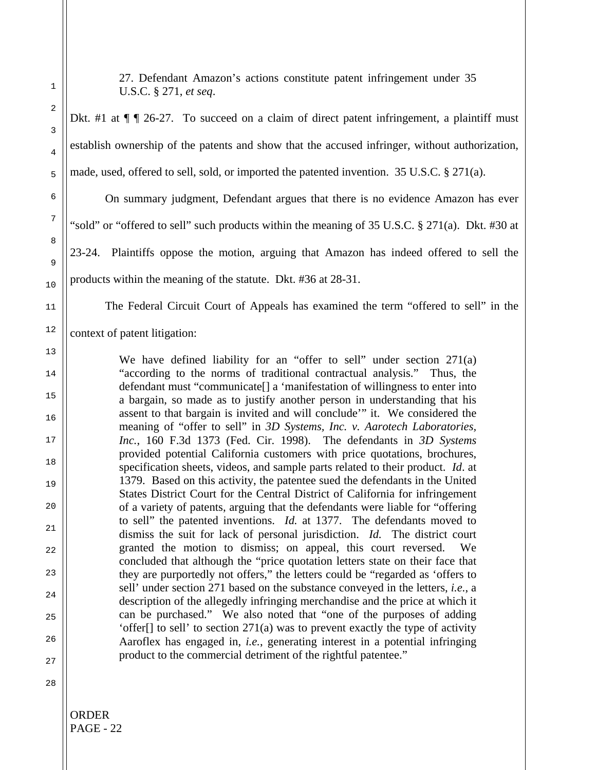> 27. Defendant Amazon's actions constitute patent infringement under 35 U.S.C. § 271, *et seq*.

Dkt. #1 at ¶ ¶ 26-27. To succeed on a claim of direct patent infringement, a plaintiff must establish ownership of the patents and show that the accused infringer, without authorization, made, used, offered to sell, sold, or imported the patented invention. 35 U.S.C. § 271(a).

On summary judgment, Defendant argues that there is no evidence Amazon has ever "sold" or "offered to sell" such products within the meaning of 35 U.S.C. § 271(a). Dkt. #30 at 23-24. Plaintiffs oppose the motion, arguing that Amazon has indeed offered to sell the products within the meaning of the statute. Dkt. #36 at 28-31.

The Federal Circuit Court of Appeals has examined the term "offered to sell" in the context of patent litigation:

> We have defined liability for an "offer to sell" under section 271(a) "according to the norms of traditional contractual analysis." Thus, the defendant must "communicate[] a 'manifestation of willingness to enter into a bargain, so made as to justify another person in understanding that his assent to that bargain is invited and will conclude'" it. We considered the meaning of "offer to sell" in *3D Systems, Inc. v. Aarotech Laboratories, Inc.*, 160 F.3d 1373 (Fed. Cir. 1998). The defendants in *3D Systems* provided potential California customers with price quotations, brochures, specification sheets, videos, and sample parts related to their product. *Id*. at 1379. Based on this activity, the patentee sued the defendants in the United States District Court for the Central District of California for infringement of a variety of patents, arguing that the defendants were liable for "offering to sell" the patented inventions. *Id.* at 1377. The defendants moved to dismiss the suit for lack of personal jurisdiction. *Id.* The district court granted the motion to dismiss; on appeal, this court reversed. We concluded that although the "price quotation letters state on their face that they are purportedly not offers," the letters could be "regarded as 'offers to sell' under section 271 based on the substance conveyed in the letters, *i.e.*, a description of the allegedly infringing merchandise and the price at which it can be purchased." We also noted that "one of the purposes of adding 'offer[] to sell' to section 271(a) was to prevent exactly the type of activity Aaroflex has engaged in, *i.e.*, generating interest in a potential infringing product to the commercial detriment of the rightful patentee."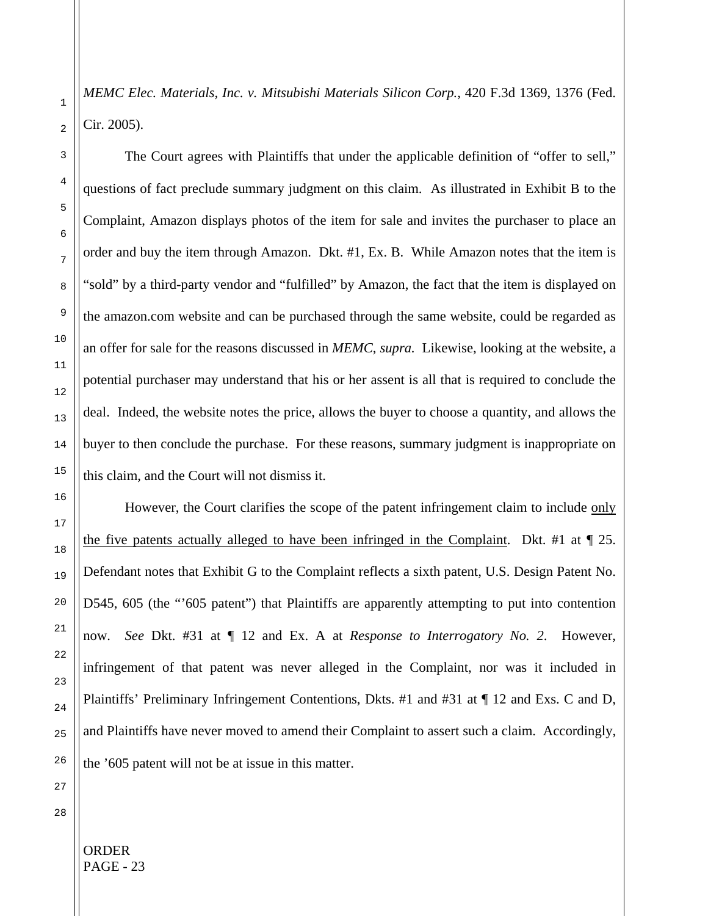*MEMC Elec. Materials, Inc. v. Mitsubishi Materials Silicon Corp.*, 420 F.3d 1369, 1376 (Fed. Cir. 2005).

The Court agrees with Plaintiffs that under the applicable definition of "offer to sell," questions of fact preclude summary judgment on this claim. As illustrated in Exhibit B to the Complaint, Amazon displays photos of the item for sale and invites the purchaser to place an order and buy the item through Amazon. Dkt. #1, Ex. B. While Amazon notes that the item is "sold" by a third-party vendor and "fulfilled" by Amazon, the fact that the item is displayed on the amazon.com website and can be purchased through the same website, could be regarded as an offer for sale for the reasons discussed in *MEMC*, *supra*. Likewise, looking at the website, a potential purchaser may understand that his or her assent is all that is required to conclude the deal. Indeed, the website notes the price, allows the buyer to choose a quantity, and allows the buyer to then conclude the purchase. For these reasons, summary judgment is inappropriate on this claim, and the Court will not dismiss it.

However, the Court clarifies the scope of the patent infringement claim to include <u>only the five patents actually alleged to have been infringed in the Complaint</u>. Dkt. #1 at ¶ 25. Defendant notes that Exhibit G to the Complaint reflects a sixth patent, U.S. Design Patent No. D545, 605 (the "'605 patent") that Plaintiffs are apparently attempting to put into contention now. *See* Dkt. #31 at ¶ 12 and Ex. A at *Response to Interrogatory No. 2*. However, infringement of that patent was never alleged in the Complaint, nor was it included in Plaintiffs' Preliminary Infringement Contentions, Dkts. #1 and #31 at ¶ 12 and Exs. C and D, and Plaintiffs have never moved to amend their Complaint to assert such a claim. Accordingly, the '605 patent will not be at issue in this matter.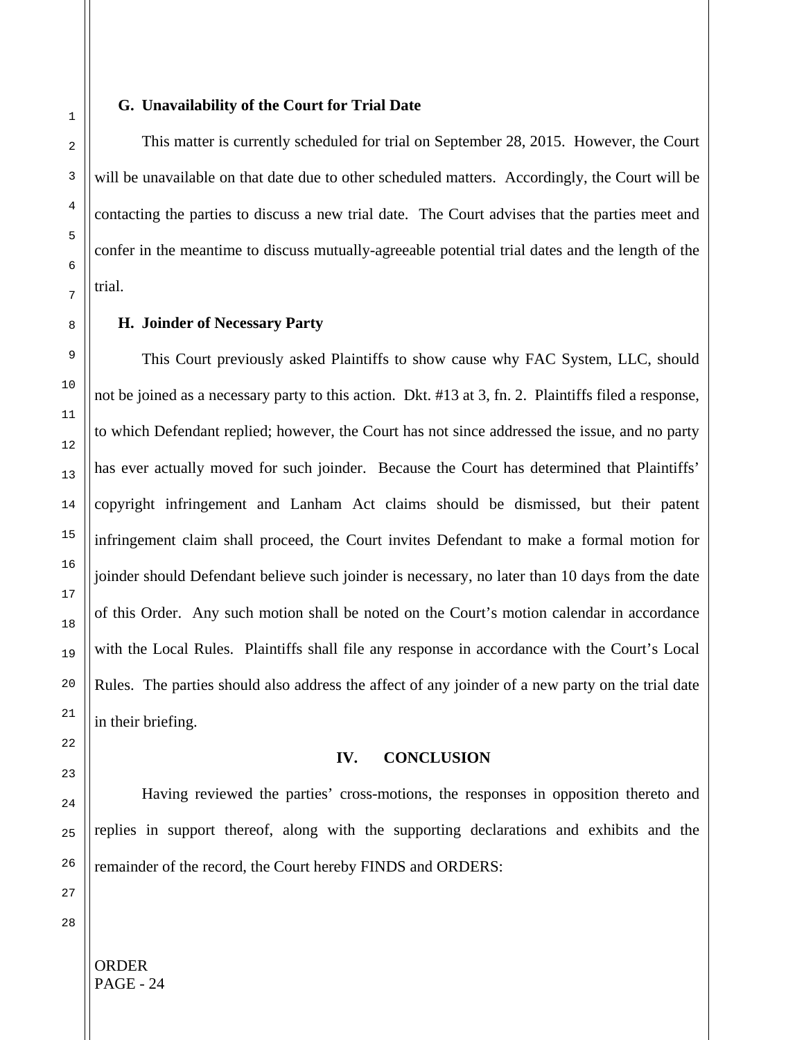### G. Unavailability of the Court for Trial Date

This matter is currently scheduled for trial on September 28, 2015. However, the Court will be unavailable on that date due to other scheduled matters. Accordingly, the Court will be contacting the parties to discuss a new trial date. The Court advises that the parties meet and confer in the meantime to discuss mutually-agreeable potential trial dates and the length of the trial.

### H. Joinder of Necessary Party

This Court previously asked Plaintiffs to show cause why FAC System, LLC, should not be joined as a necessary party to this action. Dkt. #13 at 3, fn. 2. Plaintiffs filed a response, to which Defendant replied; however, the Court has not since addressed the issue, and no party has ever actually moved for such joinder. Because the Court has determined that Plaintiffs' copyright infringement and Lanham Act claims should be dismissed, but their patent infringement claim shall proceed, the Court invites Defendant to make a formal motion for joinder should Defendant believe such joinder is necessary, no later than 10 days from the date of this Order. Any such motion shall be noted on the Court's motion calendar in accordance with the Local Rules. Plaintiffs shall file any response in accordance with the Court's Local Rules. The parties should also address the affect of any joinder of a new party on the trial date in their briefing.

## IV. CONCLUSION

Having reviewed the parties' cross-motions, the responses in opposition thereto and replies in support thereof, along with the supporting declarations and exhibits and the remainder of the record, the Court hereby FINDS and ORDERS: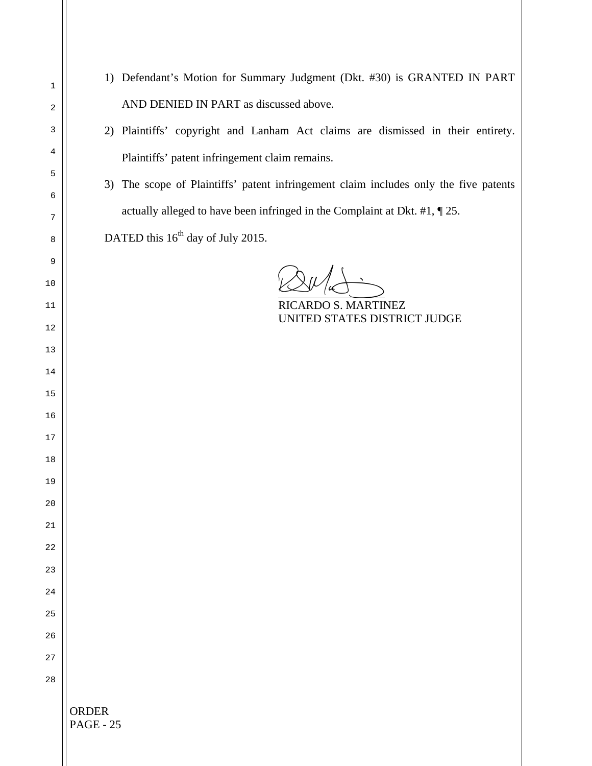1) Defendant's Motion for Summary Judgment (Dkt. #30) is GRANTED IN PART AND DENIED IN PART as discussed above.

2) Plaintiffs' copyright and Lanham Act claims are dismissed in their entirety. Plaintiffs' patent infringement claim remains.

3) The scope of Plaintiffs' patent infringement claim includes only the five patents actually alleged to have been infringed in the Complaint at Dkt. #1, ¶ 25.

DATED this 16th day of July 2015.

RICARDO S. MARTINEZ
UNITED STATES DISTRICT JUDGE